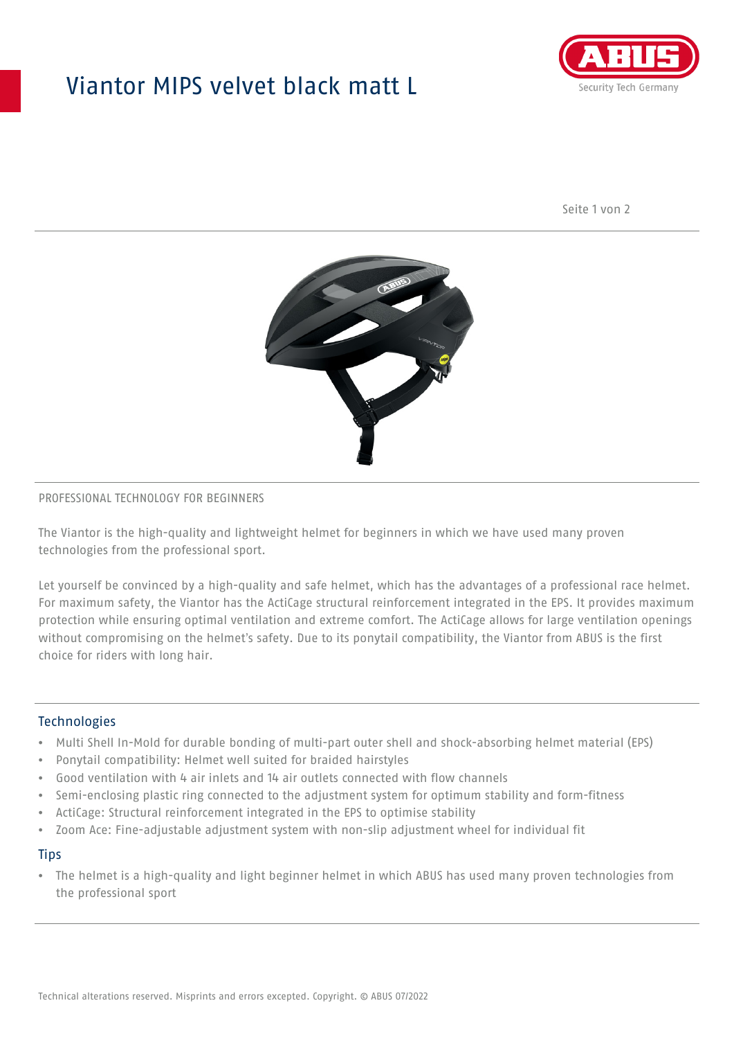# Viantor MIPS velvet black matt L

PROFESSIONAL TECHNOLOGY FOR BEGINNERS

The Viantor is the high-quality and lightweight helmet for beginners in which we have used many proven technologies from the professional sport.

Let yourself be convinced by a high-quality and safe helmet, which has the advantages of a professional race helmet. For maximum safety, the Viantor has the ActiCage structural reinforcement integrated in the EPS. It provides maximum protection while ensuring optimal ventilation and extreme comfort. The ActiCage allows for large ventilation openings without compromising on the helmet's safety. Due to its ponytail compatibility, the Viantor from ABUS is the first choice for riders with long hair.

## Technologies

- Multi Shell In-Mold for durable bonding of multi-part outer shell and shock-absorbing helmet material (EPS)
- Ponytail compatibility: Helmet well suited for braided hairstyles
- Good ventilation with 4 air inlets and 14 air outlets connected with flow channels
- Semi-enclosing plastic ring connected to the adjustment system for optimum stability and form-fitness
- ActiCage: Structural reinforcement integrated in the EPS to optimise stability
- Zoom Ace: Fine-adjustable adjustment system with non-slip adjustment wheel for individual fit

## Tips

- The helmet is a high-quality and light beginner helmet in which ABUS has used many proven technologies from the professional sport

Technical alterations reserved. Misprints and errors excepted. Copyright. © ABUS 07/2022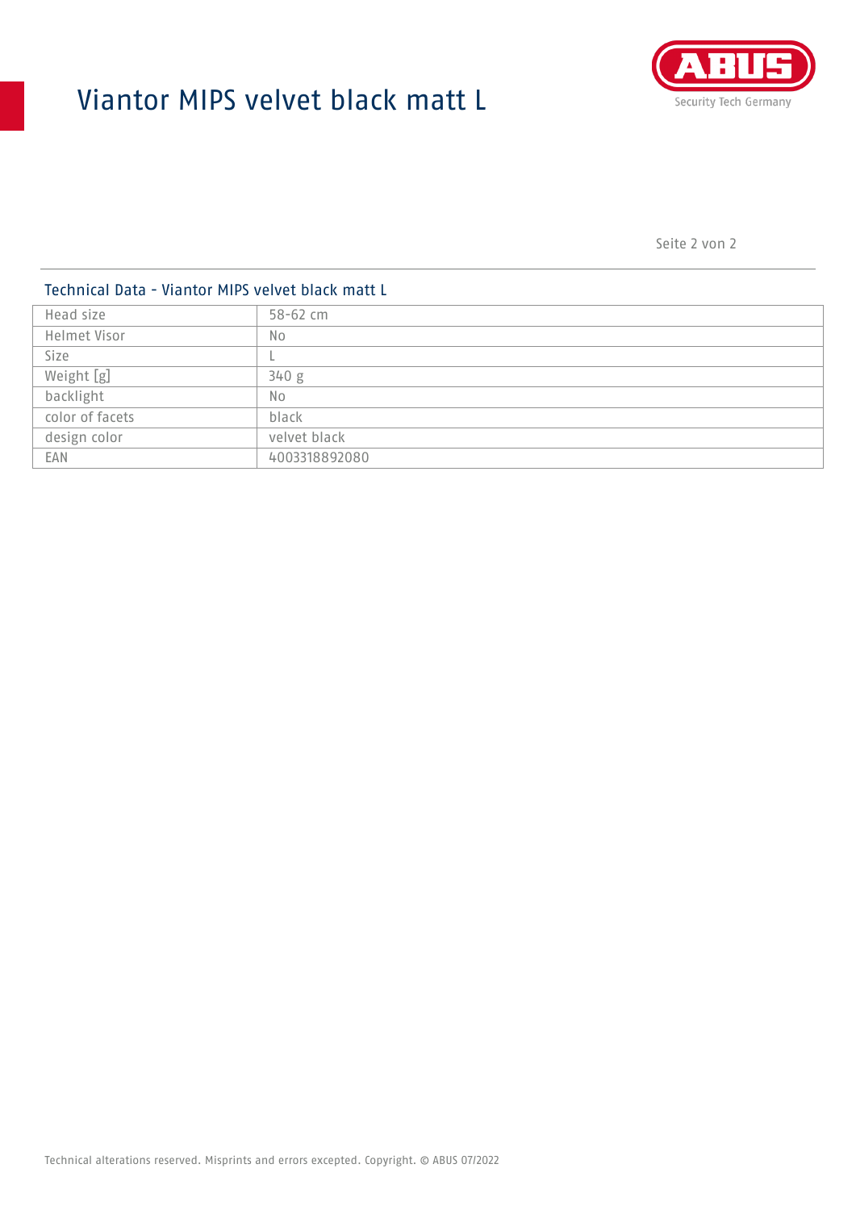# Viantor MIPS velvet black matt L

## Technical Data - Viantor MIPS velvet black matt L

| | |
|---|---|
| Head size | 58-62 cm |
| Helmet Visor | No |
| Size | L |
| Weight [g] | 340 g |
| backlight | No |
| color of facets | black |
| design color | velvet black |
| EAN | 4003318892080 |

Technical alterations reserved. Misprints and errors excepted. Copyright. © ABUS 07/2022